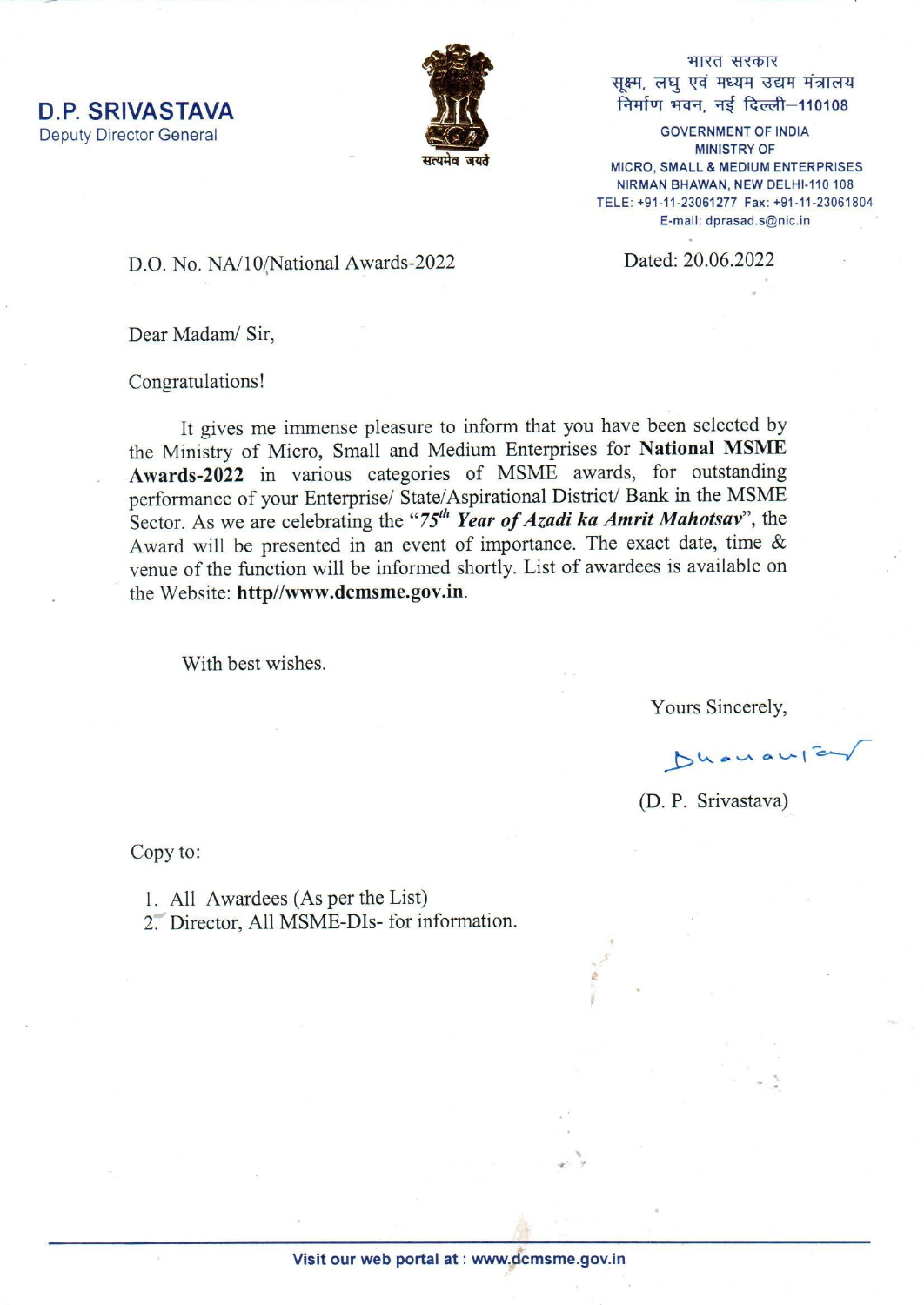**D.P. SRIVASTAVA**
Deputy Director General

सत्यमेव जयते

भारत सरकार
सूक्ष्म, लघु एवं मध्यम उद्यम मंत्रालय
निर्माण भवन, नई दिल्ली–110108

GOVERNMENT OF INDIA
MINISTRY OF
MICRO, SMALL & MEDIUM ENTERPRISES
NIRMAN BHAWAN, NEW DELHI-110 108
TELE: +91-11-23061277 Fax: +91-11-23061804
E-mail: dprasad.s@nic.in

D.O. No. NA/10/National Awards-2022

Dated: 20.06.2022

Dear Madam/ Sir,

Congratulations!

It gives me immense pleasure to inform that you have been selected by the Ministry of Micro, Small and Medium Enterprises for **National MSME Awards-2022** in various categories of MSME awards, for outstanding performance of your Enterprise/ State/Aspirational District/ Bank in the MSME Sector. As we are celebrating the "***75th Year of Azadi ka Amrit Mahotsav***", the Award will be presented in an event of importance. The exact date, time & venue of the function will be informed shortly. List of awardees is available on the Website: **http//www.dcmsme.gov.in**.

With best wishes.

Yours Sincerely,

(D. P. Srivastava)

Copy to:

1. All Awardees (As per the List)
2. Director, All MSME-DIs- for information.

Visit our web portal at : www.dcmsme.gov.in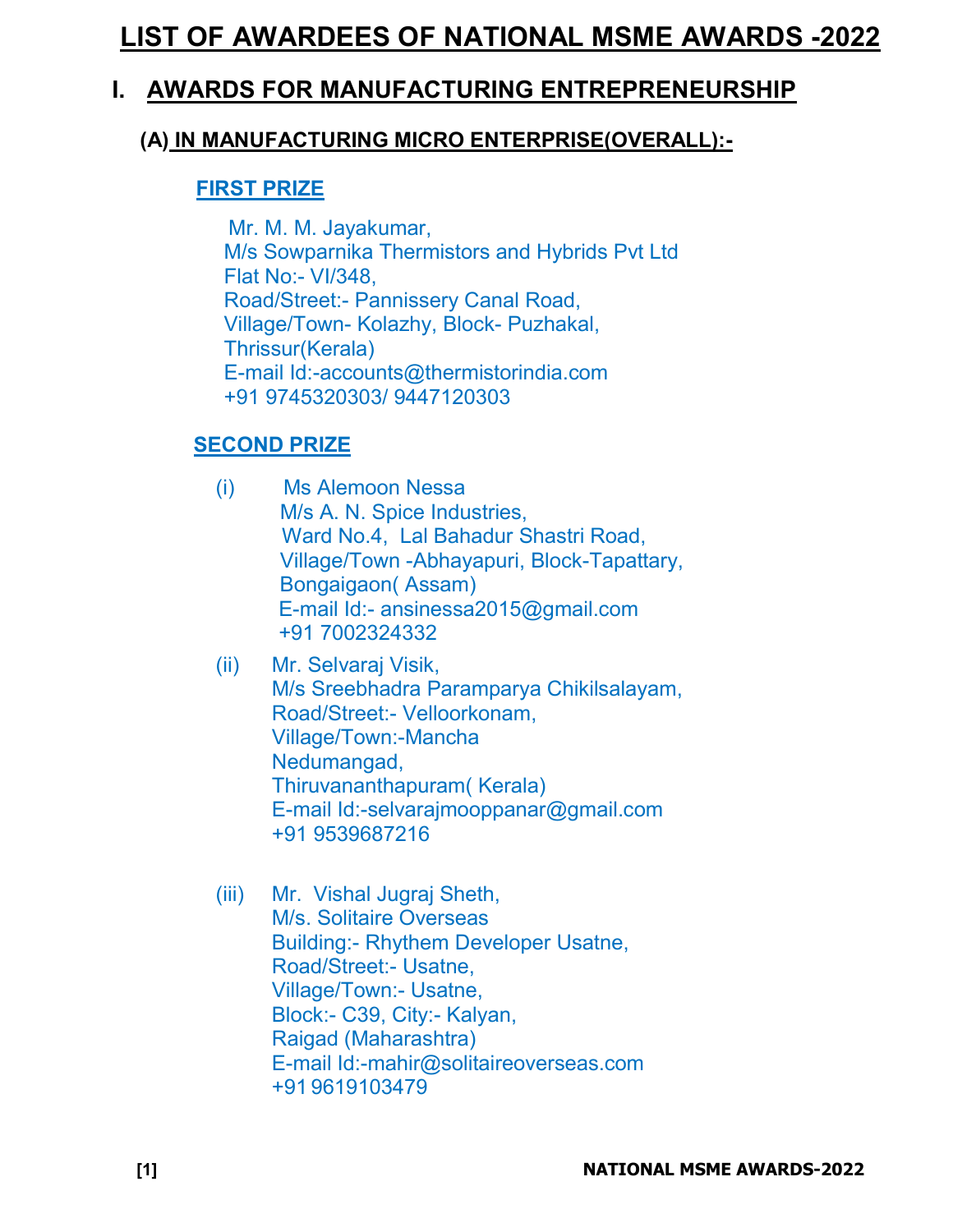# LIST OF AWARDEES OF NATIONAL MSME AWARDS -2022

## I. AWARDS FOR MANUFACTURING ENTREPRENEURSHIP

### (A) IN MANUFACTURING MICRO ENTERPRISE(OVERALL):-

**FIRST PRIZE**

Mr. M. M. Jayakumar,
M/s Sowparnika Thermistors and Hybrids Pvt Ltd
Flat No:- VI/348,
Road/Street:- Pannissery Canal Road,
Village/Town- Kolazhy, Block- Puzhakal,
Thrissur(Kerala)
E-mail Id:-accounts@thermistorindia.com
+91 9745320303/ 9447120303

**SECOND PRIZE**

(i) Ms Alemoon Nessa
M/s A. N. Spice Industries,
Ward No.4, Lal Bahadur Shastri Road,
Village/Town -Abhayapuri, Block-Tapattary,
Bongaigaon( Assam)
E-mail Id:- ansinessa2015@gmail.com
+91 7002324332

(ii) Mr. Selvaraj Visik,
M/s Sreebhadra Paramparya Chikilsalayam,
Road/Street:- Velloorkonam,
Village/Town:-Mancha
Nedumangad,
Thiruvananthapuram( Kerala)
E-mail Id:-selvarajmooppanar@gmail.com
+91 9539687216

(iii) Mr. Vishal Jugraj Sheth,
M/s. Solitaire Overseas
Building:- Rhythem Developer Usatne,
Road/Street:- Usatne,
Village/Town:- Usatne,
Block:- C39, City:- Kalyan,
Raigad (Maharashtra)
E-mail Id:-mahir@solitaireoverseas.com
+91 9619103479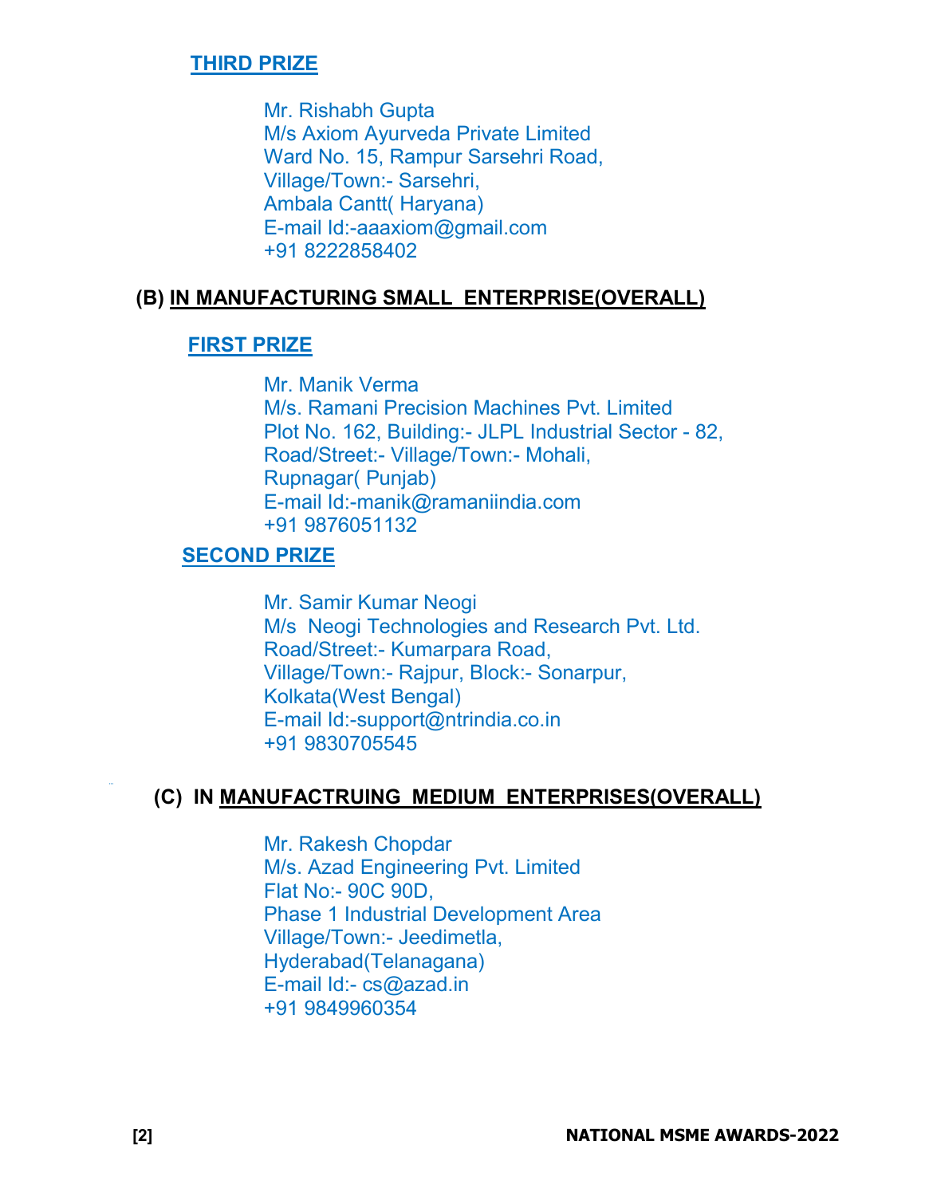### THIRD PRIZE

Mr. Rishabh Gupta
M/s Axiom Ayurveda Private Limited
Ward No. 15, Rampur Sarsehri Road,
Village/Town:- Sarsehri,
Ambala Cantt( Haryana)
E-mail Id:-aaaxiom@gmail.com
+91 8222858402

## (B) IN MANUFACTURING SMALL ENTERPRISE(OVERALL)

### FIRST PRIZE

Mr. Manik Verma
M/s. Ramani Precision Machines Pvt. Limited
Plot No. 162, Building:- JLPL Industrial Sector - 82,
Road/Street:- Village/Town:- Mohali,
Rupnagar( Punjab)
E-mail Id:-manik@ramaniindia.com
+91 9876051132

### SECOND PRIZE

Mr. Samir Kumar Neogi
M/s Neogi Technologies and Research Pvt. Ltd.
Road/Street:- Kumarpara Road,
Village/Town:- Rajpur, Block:- Sonarpur,
Kolkata(West Bengal)
E-mail Id:-support@ntrindia.co.in
+91 9830705545

## (C) IN MANUFACTRUING MEDIUM ENTERPRISES(OVERALL)

Mr. Rakesh Chopdar
M/s. Azad Engineering Pvt. Limited
Flat No:- 90C 90D,
Phase 1 Industrial Development Area
Village/Town:- Jeedimetla,
Hyderabad(Telanagana)
E-mail Id:- cs@azad.in
+91 9849960354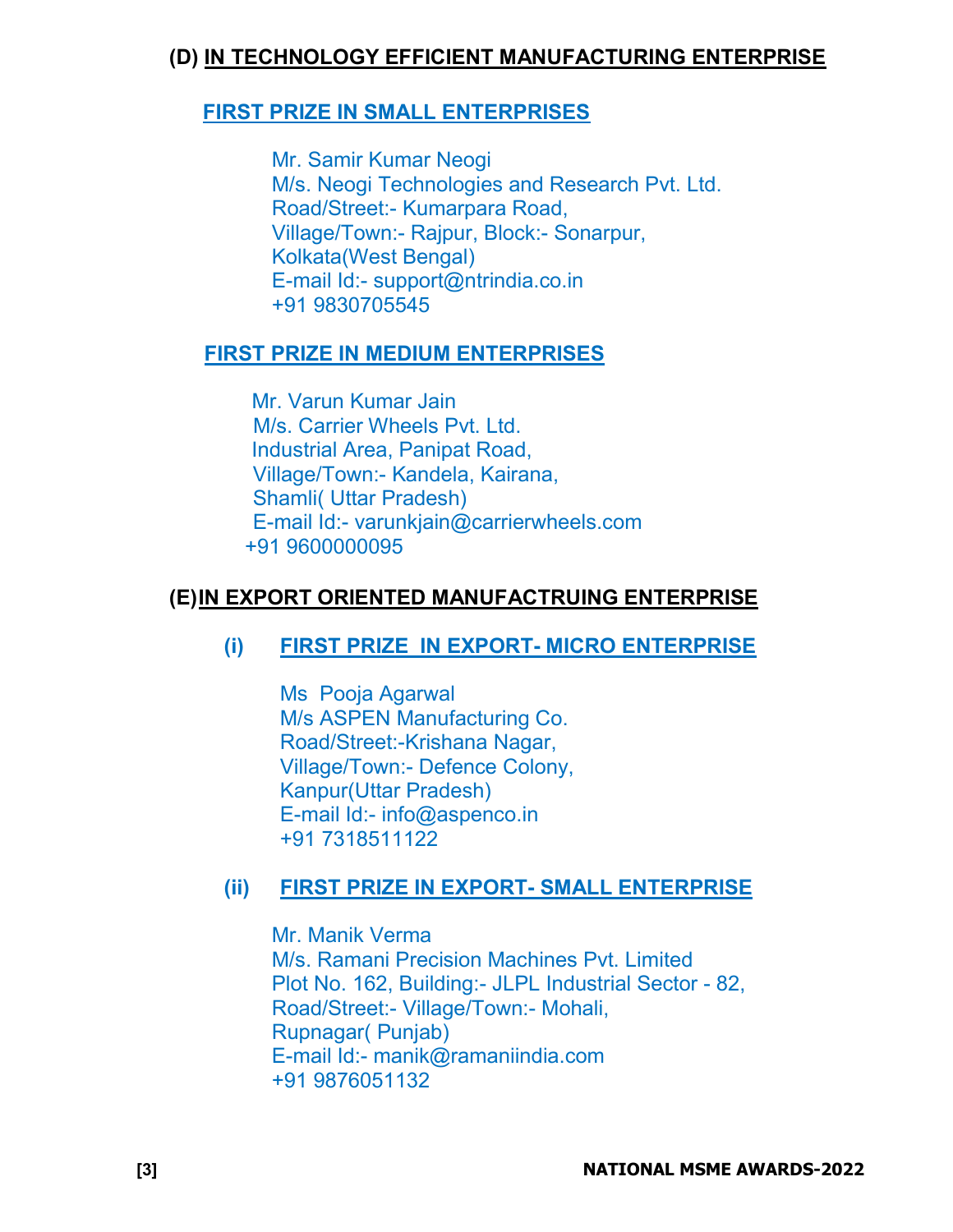## (D) IN TECHNOLOGY EFFICIENT MANUFACTURING ENTERPRISE

### FIRST PRIZE IN SMALL ENTERPRISES

Mr. Samir Kumar Neogi
M/s. Neogi Technologies and Research Pvt. Ltd.
Road/Street:- Kumarpara Road,
Village/Town:- Rajpur, Block:- Sonarpur,
Kolkata(West Bengal)
E-mail Id:- support@ntrindia.co.in
+91 9830705545

### FIRST PRIZE IN MEDIUM ENTERPRISES

Mr. Varun Kumar Jain
M/s. Carrier Wheels Pvt. Ltd.
Industrial Area, Panipat Road,
Village/Town:- Kandela, Kairana,
Shamli( Uttar Pradesh)
E-mail Id:- varunkjain@carrierwheels.com
+91 9600000095

## (E) IN EXPORT ORIENTED MANUFACTRUING ENTERPRISE

### (i) FIRST PRIZE IN EXPORT- MICRO ENTERPRISE

Ms Pooja Agarwal
M/s ASPEN Manufacturing Co.
Road/Street:-Krishana Nagar,
Village/Town:- Defence Colony,
Kanpur(Uttar Pradesh)
E-mail Id:- info@aspenco.in
+91 7318511122

### (ii) FIRST PRIZE IN EXPORT- SMALL ENTERPRISE

Mr. Manik Verma
M/s. Ramani Precision Machines Pvt. Limited
Plot No. 162, Building:- JLPL Industrial Sector - 82,
Road/Street:- Village/Town:- Mohali,
Rupnagar( Punjab)
E-mail Id:- manik@ramaniindia.com
+91 9876051132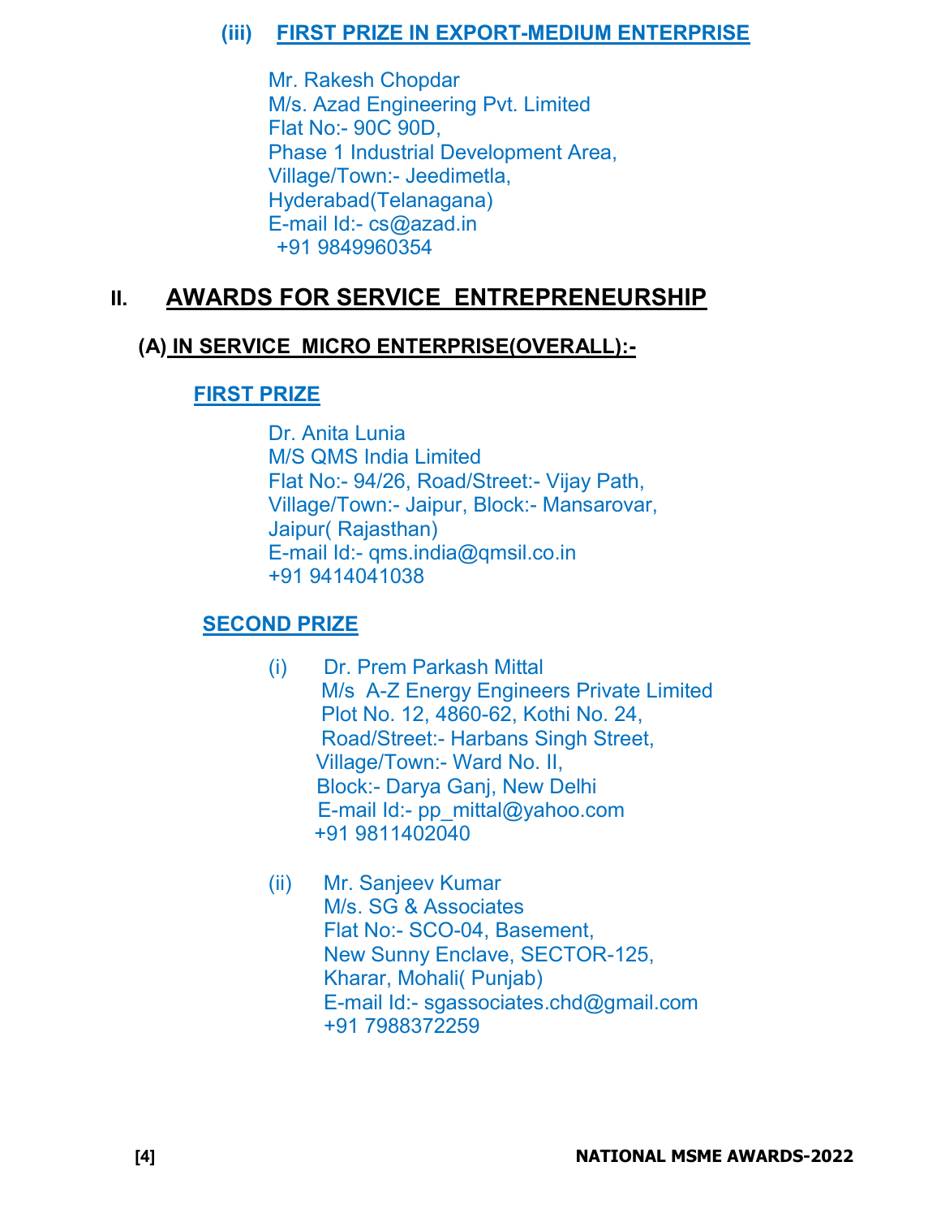### (iii) FIRST PRIZE IN EXPORT-MEDIUM ENTERPRISE

Mr. Rakesh Chopdar
M/s. Azad Engineering Pvt. Limited
Flat No:- 90C 90D,
Phase 1 Industrial Development Area,
Village/Town:- Jeedimetla,
Hyderabad(Telanagana)
E-mail Id:- cs@azad.in
+91 9849960354

## II. AWARDS FOR SERVICE ENTREPRENEURSHIP

### (A) IN SERVICE MICRO ENTERPRISE(OVERALL):-

#### FIRST PRIZE

Dr. Anita Lunia
M/S QMS India Limited
Flat No:- 94/26, Road/Street:- Vijay Path,
Village/Town:- Jaipur, Block:- Mansarovar,
Jaipur( Rajasthan)
E-mail Id:- qms.india@qmsil.co.in
+91 9414041038

#### SECOND PRIZE

(i) Dr. Prem Parkash Mittal
M/s A-Z Energy Engineers Private Limited
Plot No. 12, 4860-62, Kothi No. 24,
Road/Street:- Harbans Singh Street,
Village/Town:- Ward No. II,
Block:- Darya Ganj, New Delhi
E-mail Id:- pp_mittal@yahoo.com
+91 9811402040

(ii) Mr. Sanjeev Kumar
M/s. SG & Associates
Flat No:- SCO-04, Basement,
New Sunny Enclave, SECTOR-125,
Kharar, Mohali( Punjab)
E-mail Id:- sgassociates.chd@gmail.com
+91 7988372259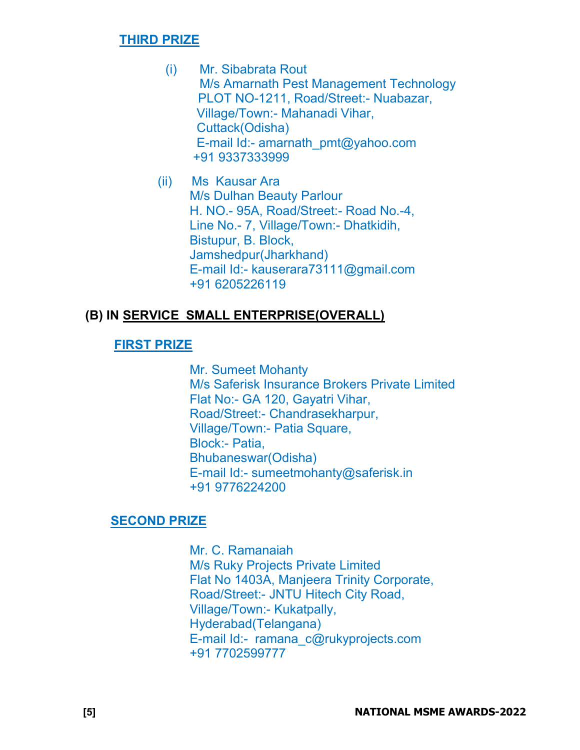### THIRD PRIZE

(i) Mr. Sibabrata Rout
M/s Amarnath Pest Management Technology
PLOT NO-1211, Road/Street:- Nuabazar,
Village/Town:- Mahanadi Vihar,
Cuttack(Odisha)
E-mail Id:- amarnath_pmt@yahoo.com
+91 9337333999

(ii) Ms Kausar Ara
M/s Dulhan Beauty Parlour
H. NO.- 95A, Road/Street:- Road No.-4,
Line No.- 7, Village/Town:- Dhatkidih,
Bistupur, B. Block,
Jamshedpur(Jharkhand)
E-mail Id:- kauserara73111@gmail.com
+91 6205226119

## (B) IN SERVICE SMALL ENTERPRISE(OVERALL)

### FIRST PRIZE

Mr. Sumeet Mohanty
M/s Saferisk Insurance Brokers Private Limited
Flat No:- GA 120, Gayatri Vihar,
Road/Street:- Chandrasekharpur,
Village/Town:- Patia Square,
Block:- Patia,
Bhubaneswar(Odisha)
E-mail Id:- sumeetmohanty@saferisk.in
+91 9776224200

### SECOND PRIZE

Mr. C. Ramanaiah
M/s Ruky Projects Private Limited
Flat No 1403A, Manjeera Trinity Corporate,
Road/Street:- JNTU Hitech City Road,
Village/Town:- Kukatpally,
Hyderabad(Telangana)
E-mail Id:- ramana_c@rukyprojects.com
+91 7702599777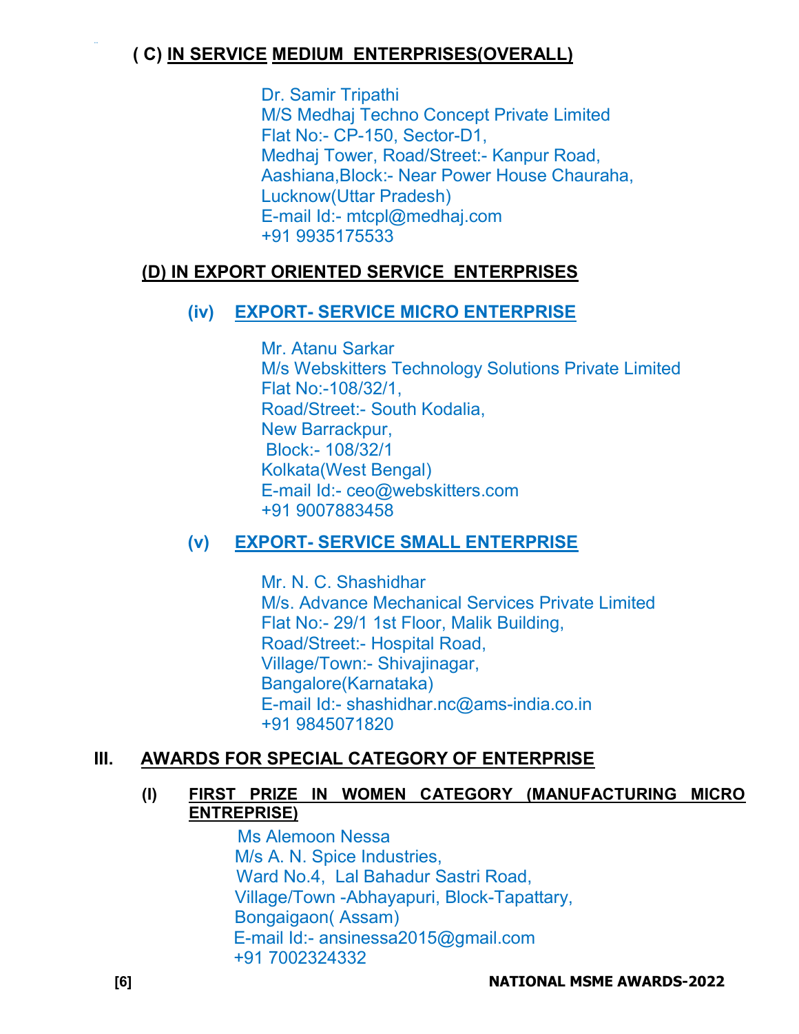### ( C) IN SERVICE MEDIUM ENTERPRISES(OVERALL)

Dr. Samir Tripathi
M/S Medhaj Techno Concept Private Limited
Flat No:- CP-150, Sector-D1,
Medhaj Tower, Road/Street:- Kanpur Road,
Aashiana,Block:- Near Power House Chauraha,
Lucknow(Uttar Pradesh)
E-mail Id:- mtcpl@medhaj.com
+91 9935175533

### (D) IN EXPORT ORIENTED SERVICE ENTERPRISES

#### (iv) EXPORT- SERVICE MICRO ENTERPRISE

Mr. Atanu Sarkar
M/s Webskitters Technology Solutions Private Limited
Flat No:-108/32/1,
Road/Street:- South Kodalia,
New Barrackpur,
Block:- 108/32/1
Kolkata(West Bengal)
E-mail Id:- ceo@webskitters.com
+91 9007883458

#### (v) EXPORT- SERVICE SMALL ENTERPRISE

Mr. N. C. Shashidhar
M/s. Advance Mechanical Services Private Limited
Flat No:- 29/1 1st Floor, Malik Building,
Road/Street:- Hospital Road,
Village/Town:- Shivajinagar,
Bangalore(Karnataka)
E-mail Id:- shashidhar.nc@ams-india.co.in
+91 9845071820

## III. AWARDS FOR SPECIAL CATEGORY OF ENTERPRISE

#### (I) FIRST PRIZE IN WOMEN CATEGORY (MANUFACTURING MICRO ENTREPRISE)

Ms Alemoon Nessa
M/s A. N. Spice Industries,
Ward No.4, Lal Bahadur Sastri Road,
Village/Town -Abhayapuri, Block-Tapattary,
Bongaigaon( Assam)
E-mail Id:- ansinessa2015@gmail.com
+91 7002324332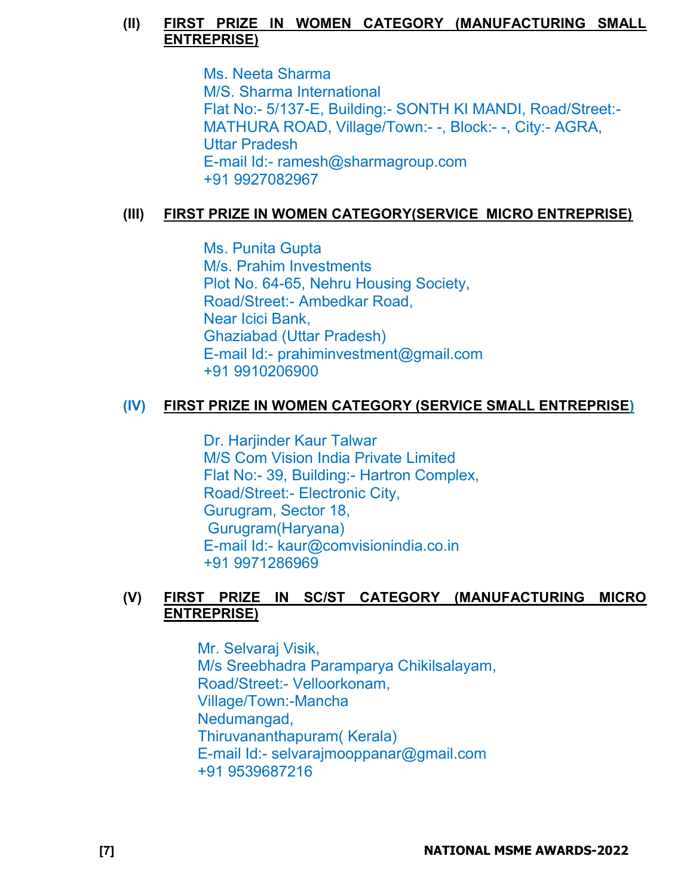**(II) FIRST PRIZE IN WOMEN CATEGORY (MANUFACTURING SMALL ENTREPRISE)**

Ms. Neeta Sharma
M/S. Sharma International
Flat No:- 5/137-E, Building:- SONTH KI MANDI, Road/Street:- MATHURA ROAD, Village/Town:- -, Block:- -, City:- AGRA, Uttar Pradesh
E-mail Id:- ramesh@sharmagroup.com
+91 9927082967

**(III) FIRST PRIZE IN WOMEN CATEGORY(SERVICE MICRO ENTREPRISE)**

Ms. Punita Gupta
M/s. Prahim Investments
Plot No. 64-65, Nehru Housing Society,
Road/Street:- Ambedkar Road,
Near Icici Bank,
Ghaziabad (Uttar Pradesh)
E-mail Id:- prahiminvestment@gmail.com
+91 9910206900

**(IV) FIRST PRIZE IN WOMEN CATEGORY (SERVICE SMALL ENTREPRISE)**

Dr. Harjinder Kaur Talwar
M/S Com Vision India Private Limited
Flat No:- 39, Building:- Hartron Complex,
Road/Street:- Electronic City,
Gurugram, Sector 18,
Gurugram(Haryana)
E-mail Id:- kaur@comvisionindia.co.in
+91 9971286969

**(V) FIRST PRIZE IN SC/ST CATEGORY (MANUFACTURING MICRO ENTREPRISE)**

Mr. Selvaraj Visik,
M/s Sreebhadra Paramparya Chikilsalayam,
Road/Street:- Velloorkonam,
Village/Town:-Mancha
Nedumangad,
Thiruvananthapuram( Kerala)
E-mail Id:- selvarajmooppanar@gmail.com
+91 9539687216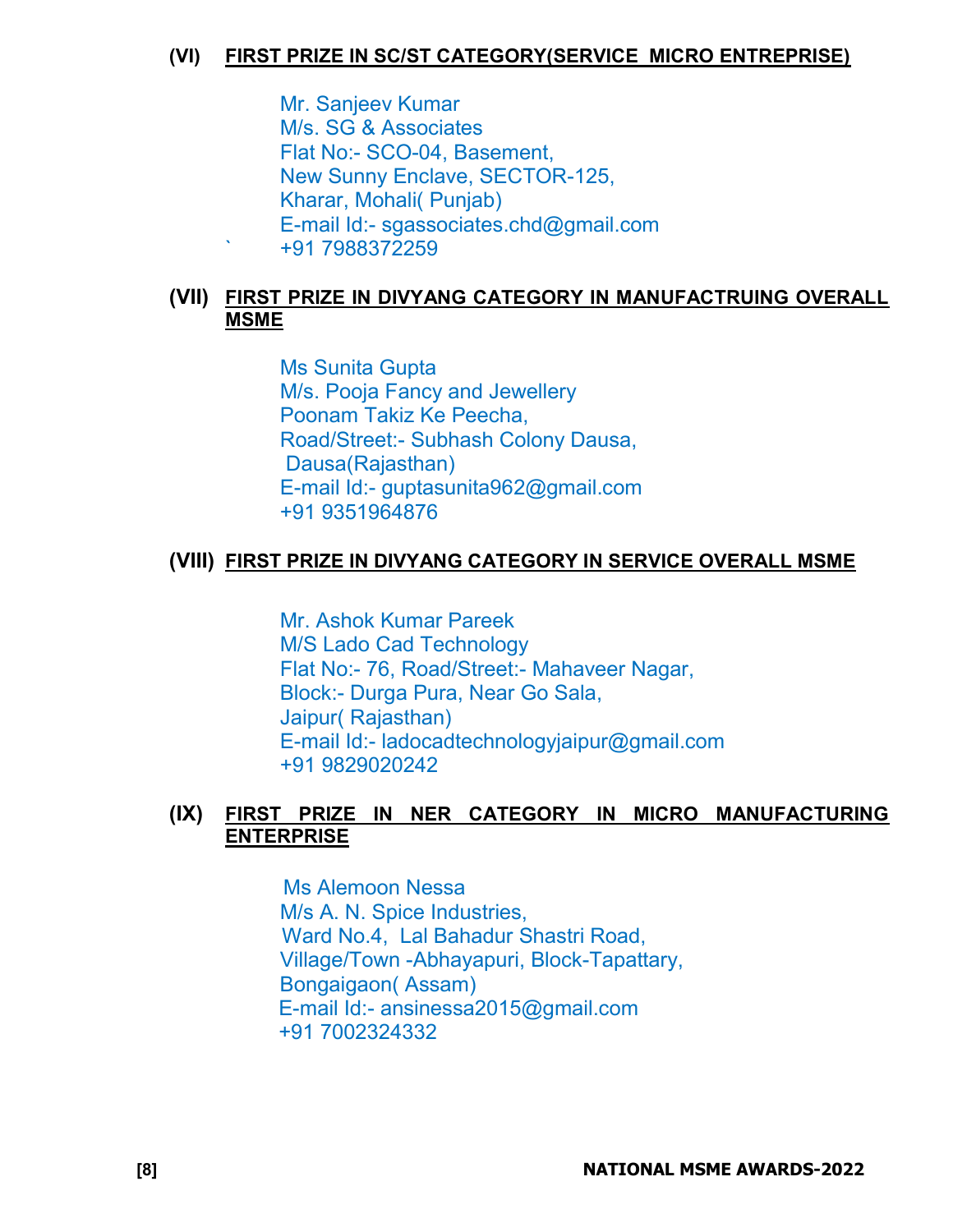**(VI) FIRST PRIZE IN SC/ST CATEGORY(SERVICE MICRO ENTREPRISE)**

Mr. Sanjeev Kumar
M/s. SG & Associates
Flat No:- SCO-04, Basement,
New Sunny Enclave, SECTOR-125,
Kharar, Mohali( Punjab)
E-mail Id:- sgassociates.chd@gmail.com
+91 7988372259

**(VII) FIRST PRIZE IN DIVYANG CATEGORY IN MANUFACTRUING OVERALL MSME**

Ms Sunita Gupta
M/s. Pooja Fancy and Jewellery
Poonam Takiz Ke Peecha,
Road/Street:- Subhash Colony Dausa,
Dausa(Rajasthan)
E-mail Id:- guptasunita962@gmail.com
+91 9351964876

**(VIII) FIRST PRIZE IN DIVYANG CATEGORY IN SERVICE OVERALL MSME**

Mr. Ashok Kumar Pareek
M/S Lado Cad Technology
Flat No:- 76, Road/Street:- Mahaveer Nagar,
Block:- Durga Pura, Near Go Sala,
Jaipur( Rajasthan)
E-mail Id:- ladocadtechnologyjaipur@gmail.com
+91 9829020242

**(IX) FIRST PRIZE IN NER CATEGORY IN MICRO MANUFACTURING ENTERPRISE**

Ms Alemoon Nessa
M/s A. N. Spice Industries,
Ward No.4, Lal Bahadur Shastri Road,
Village/Town -Abhayapuri, Block-Tapattary,
Bongaigaon( Assam)
E-mail Id:- ansinessa2015@gmail.com
+91 7002324332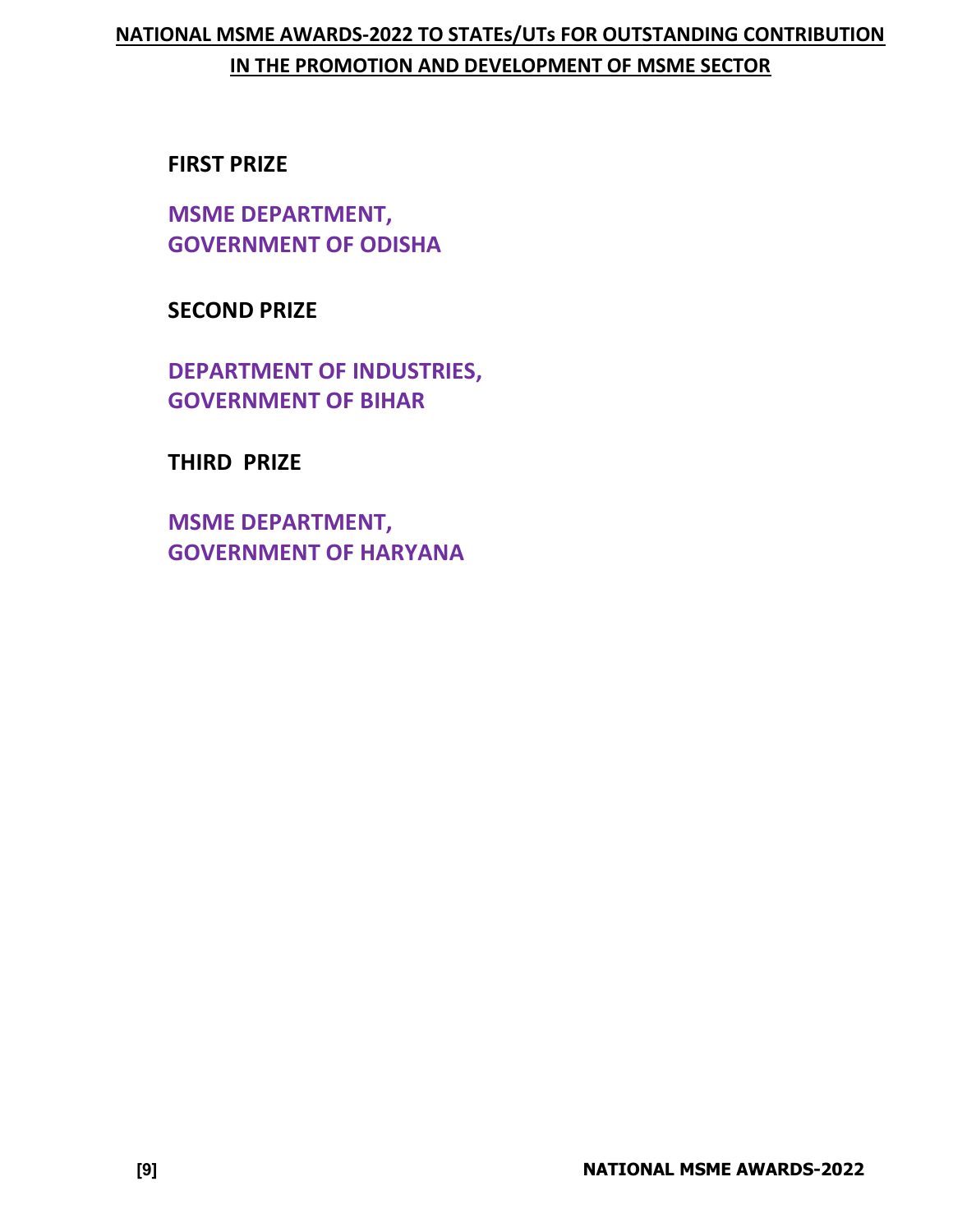# NATIONAL MSME AWARDS-2022 TO STATEs/UTs FOR OUTSTANDING CONTRIBUTION IN THE PROMOTION AND DEVELOPMENT OF MSME SECTOR

**FIRST PRIZE**

**MSME DEPARTMENT,**
**GOVERNMENT OF ODISHA**

**SECOND PRIZE**

**DEPARTMENT OF INDUSTRIES,**
**GOVERNMENT OF BIHAR**

**THIRD PRIZE**

**MSME DEPARTMENT,**
**GOVERNMENT OF HARYANA**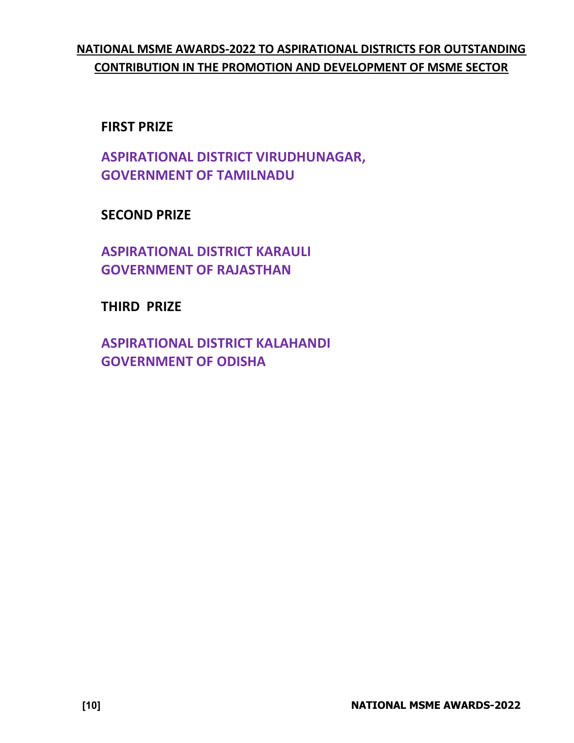## NATIONAL MSME AWARDS-2022 TO ASPIRATIONAL DISTRICTS FOR OUTSTANDING CONTRIBUTION IN THE PROMOTION AND DEVELOPMENT OF MSME SECTOR

**FIRST PRIZE**

**ASPIRATIONAL DISTRICT VIRUDHUNAGAR,**
**GOVERNMENT OF TAMILNADU**

**SECOND PRIZE**

**ASPIRATIONAL DISTRICT KARAULI**
**GOVERNMENT OF RAJASTHAN**

**THIRD PRIZE**

**ASPIRATIONAL DISTRICT KALAHANDI**
**GOVERNMENT OF ODISHA**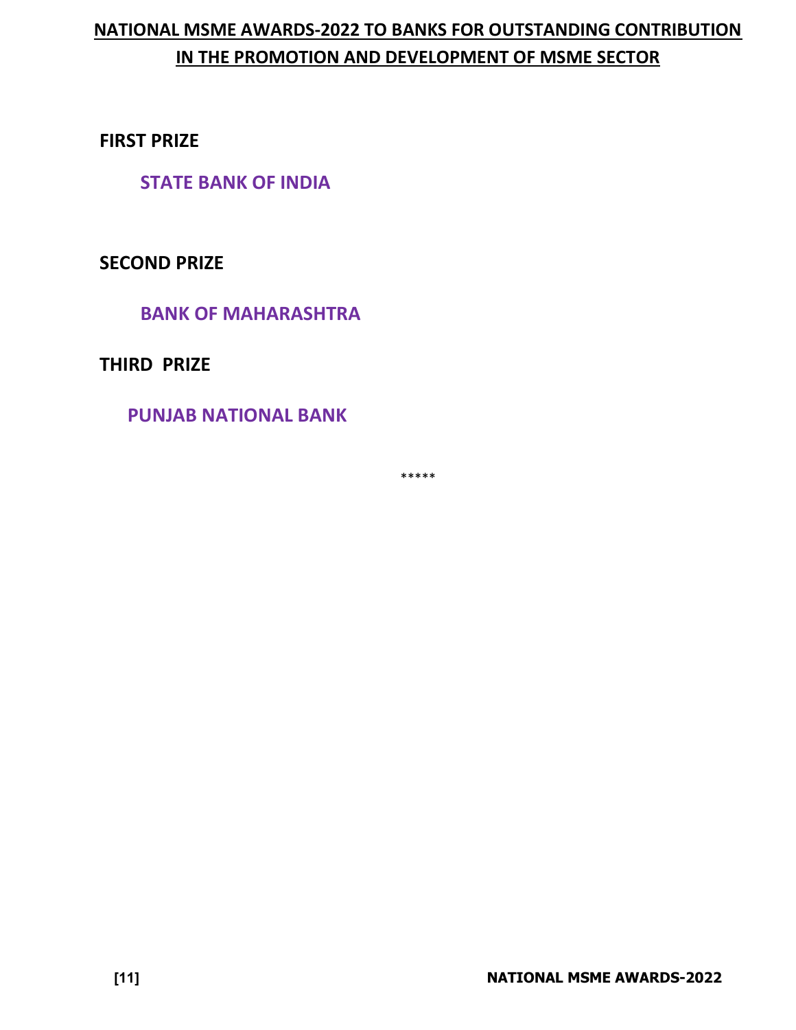## NATIONAL MSME AWARDS-2022 TO BANKS FOR OUTSTANDING CONTRIBUTION IN THE PROMOTION AND DEVELOPMENT OF MSME SECTOR

**FIRST PRIZE**

**STATE BANK OF INDIA**

**SECOND PRIZE**

**BANK OF MAHARASHTRA**

**THIRD PRIZE**

**PUNJAB NATIONAL BANK**

*****